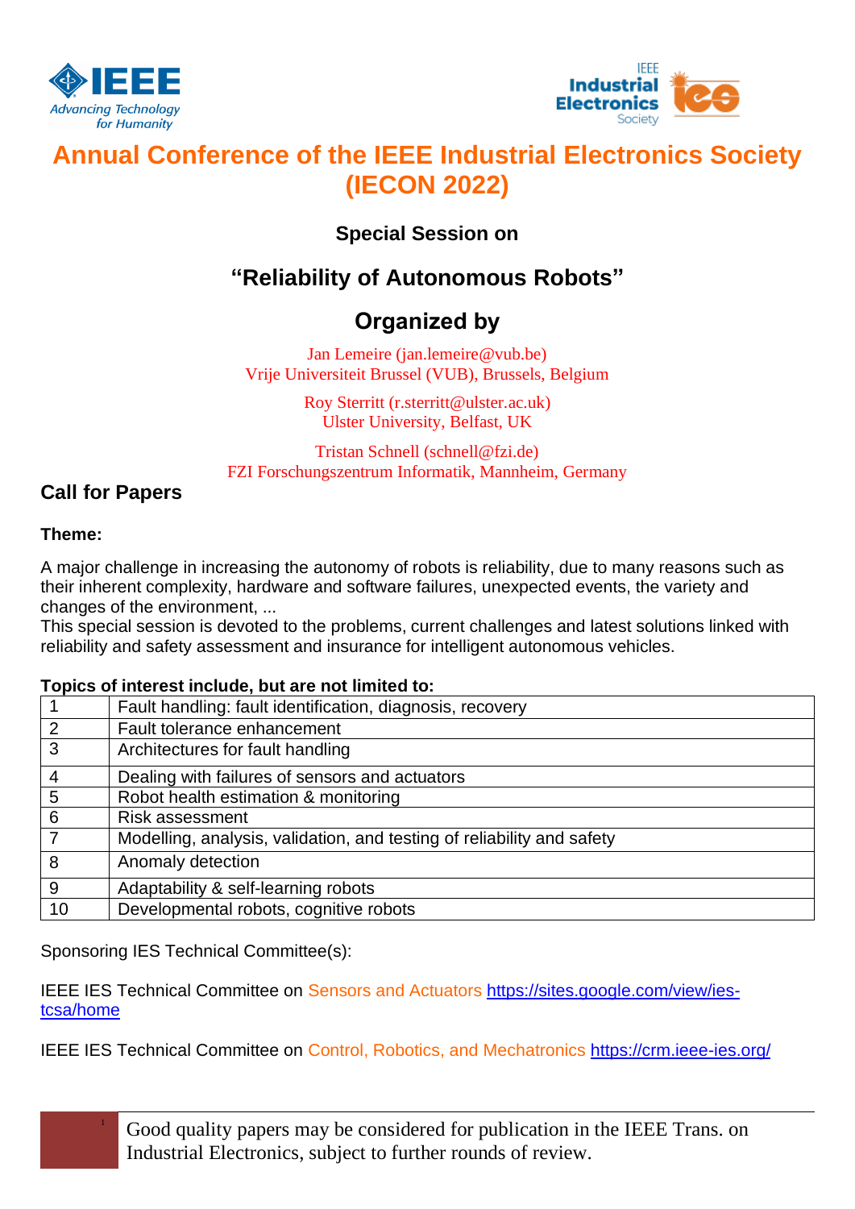# Annual Conference of the IEEE Industrial Electronics Society (IECON 2022)

## Special Session on

## "Reliability of Autonomous Robots"

## Organized by

Jan Lemeire (jan.lemeire@vub.be)
Vrije Universiteit Brussel (VUB), Brussels, Belgium

Roy Sterritt (r.sterritt@ulster.ac.uk)
Ulster University, Belfast, UK

Tristan Schnell (schnell@fzi.de)
FZI Forschungszentrum Informatik, Mannheim, Germany

## Call for Papers

**Theme:**

A major challenge in increasing the autonomy of robots is reliability, due to many reasons such as their inherent complexity, hardware and software failures, unexpected events, the variety and changes of the environment, ...
This special session is devoted to the problems, current challenges and latest solutions linked with reliability and safety assessment and insurance for intelligent autonomous vehicles.

**Topics of interest include, but are not limited to:**

| | |
|---|---|
| 1 | Fault handling: fault identification, diagnosis, recovery |
| 2 | Fault tolerance enhancement |
| 3 | Architectures for fault handling |
| 4 | Dealing with failures of sensors and actuators |
| 5 | Robot health estimation & monitoring |
| 6 | Risk assessment |
| 7 | Modelling, analysis, validation, and testing of reliability and safety |
| 8 | Anomaly detection |
| 9 | Adaptability & self-learning robots |
| 10 | Developmental robots, cognitive robots |

Sponsoring IES Technical Committee(s):

IEEE IES Technical Committee on Sensors and Actuators https://sites.google.com/view/ies-tcsa/home

IEEE IES Technical Committee on Control, Robotics, and Mechatronics https://crm.ieee-ies.org/

Good quality papers may be considered for publication in the IEEE Trans. on Industrial Electronics, subject to further rounds of review.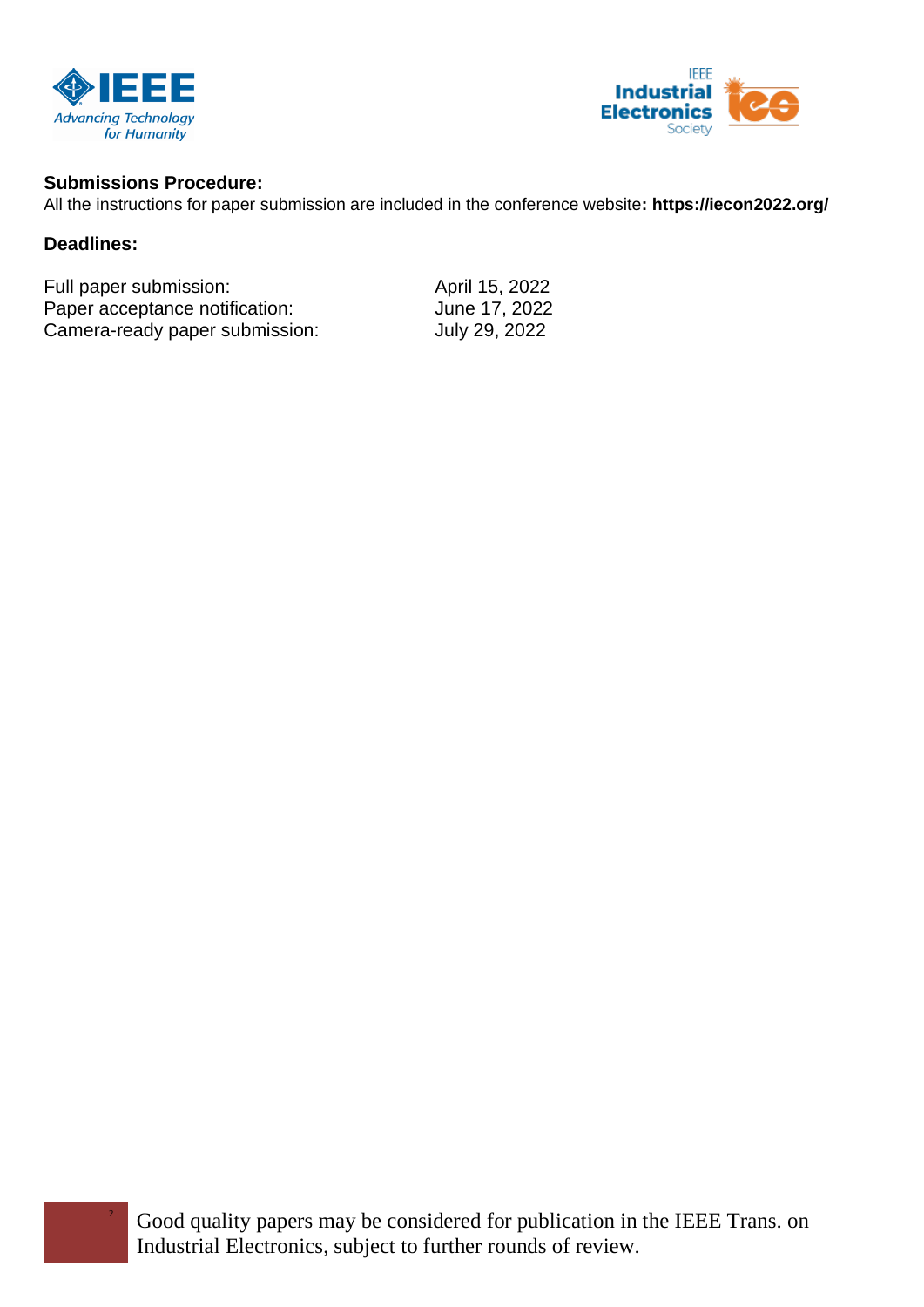**Submissions Procedure:**

All the instructions for paper submission are included in the conference website**: https://iecon2022.org/**

**Deadlines:**

| | |
|---|---|
| Full paper submission: | April 15, 2022 |
| Paper acceptance notification: | June 17, 2022 |
| Camera-ready paper submission: | July 29, 2022 |

[2] Good quality papers may be considered for publication in the IEEE Trans. on Industrial Electronics, subject to further rounds of review.